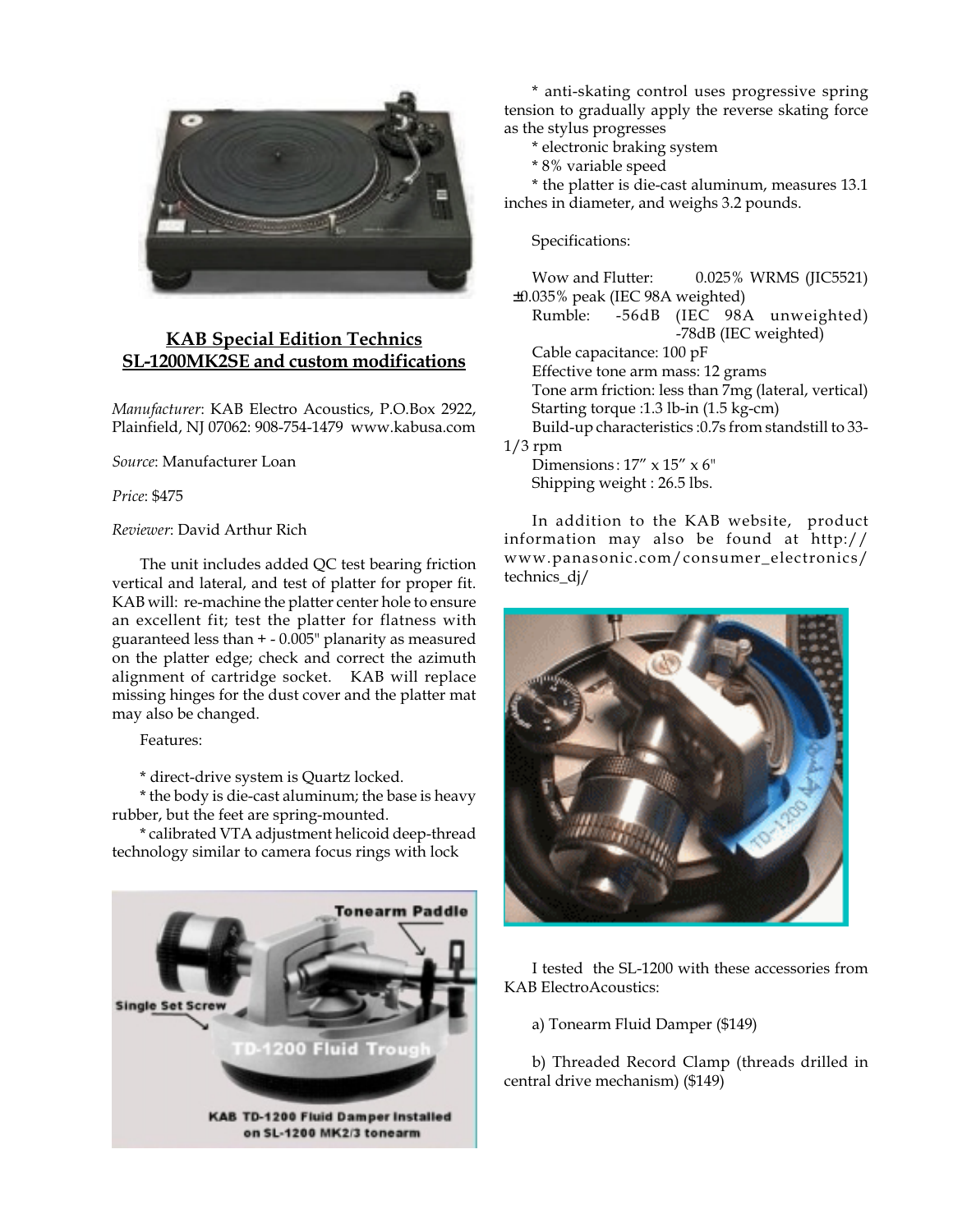## KAB Special Edition Technics SL-1200MK2SE and custom modifications

*Manufacturer*: KAB Electro Acoustics, P.O.Box 2922, Plainfield, NJ 07062: 908-754-1479 www.kabusa.com

*Source*: Manufacturer Loan

*Price*: $475

*Reviewer*: David Arthur Rich

The unit includes added QC test bearing friction vertical and lateral, and test of platter for proper fit. KAB will: re-machine the platter center hole to ensure an excellent fit; test the platter for flatness with guaranteed less than + - 0.005" planarity as measured on the platter edge; check and correct the azimuth alignment of cartridge socket. KAB will replace missing hinges for the dust cover and the platter mat may also be changed.

Features:

* direct-drive system is Quartz locked.
* the body is die-cast aluminum; the base is heavy rubber, but the feet are spring-mounted.
* calibrated VTA adjustment helicoid deep-thread technology similar to camera focus rings with lock

Single Set Screw

Tonearm Paddle

TD-1200 Fluid Trough

KAB TD-1200 Fluid Damper Installed on SL-1200 MK2/3 tonearm

* anti-skating control uses progressive spring tension to gradually apply the reverse skating force as the stylus progresses
* electronic braking system
* 8% variable speed
* the platter is die-cast aluminum, measures 13.1 inches in diameter, and weighs 3.2 pounds.

Specifications:

Wow and Flutter: 0.025% WRMS (JIC5521) ±0.035% peak (IEC 98A weighted)
Rumble: -56dB (IEC 98A unweighted) -78dB (IEC weighted)
Cable capacitance: 100 pF
Effective tone arm mass: 12 grams
Tone arm friction: less than 7mg (lateral, vertical)
Starting torque :1.3 lb-in (1.5 kg-cm)
Build-up characteristics :0.7s from standstill to 33-1/3 rpm
Dimensions : 17" x 15" x 6"
Shipping weight : 26.5 lbs.

In addition to the KAB website, product information may also be found at http://www.panasonic.com/consumer_electronics/technics_dj/

I tested the SL-1200 with these accessories from KAB ElectroAcoustics:

a) Tonearm Fluid Damper ($149)

b) Threaded Record Clamp (threads drilled in central drive mechanism) ($149)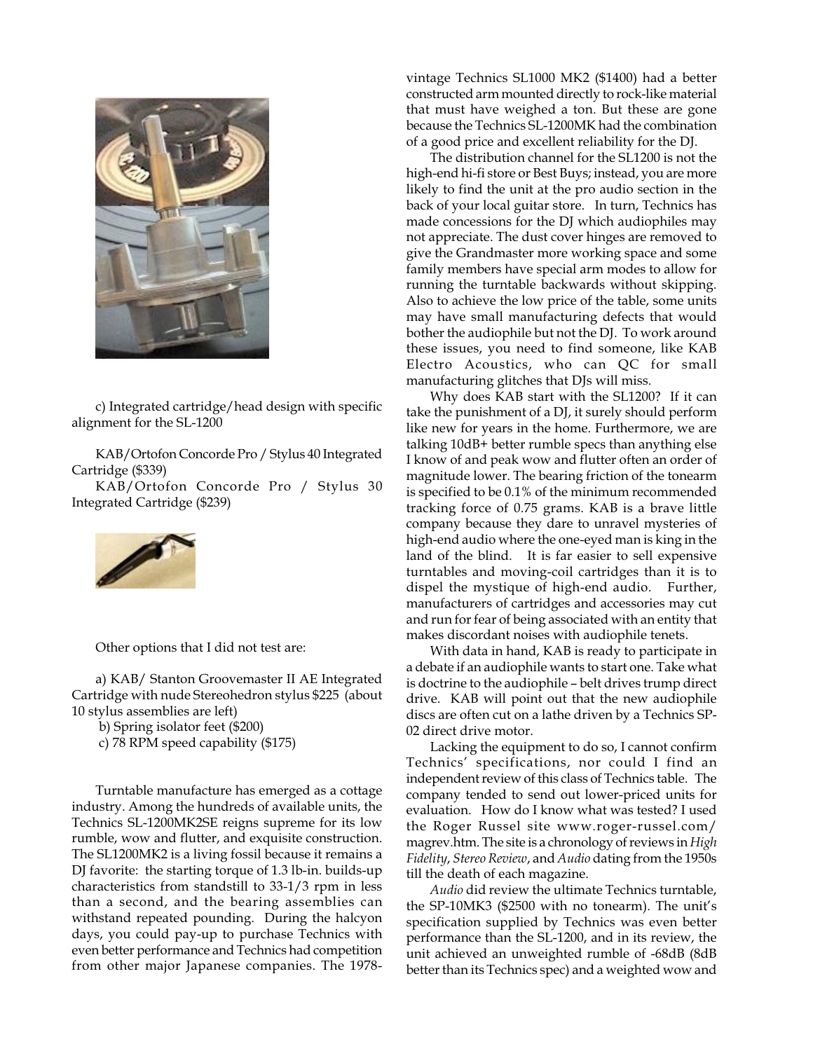c) Integrated cartridge/head design with specific alignment for the SL-1200

KAB/Ortofon Concorde Pro / Stylus 40 Integrated Cartridge ($339)

KAB/Ortofon Concorde Pro / Stylus 30 Integrated Cartridge ($239)

Other options that I did not test are:

a) KAB/ Stanton Groovemaster II AE Integrated Cartridge with nude Stereohedron stylus $225 (about 10 stylus assemblies are left)

b) Spring isolator feet ($200)

c) 78 RPM speed capability ($175)

Turntable manufacture has emerged as a cottage industry. Among the hundreds of available units, the Technics SL-1200MK2SE reigns supreme for its low rumble, wow and flutter, and exquisite construction. The SL1200MK2 is a living fossil because it remains a DJ favorite: the starting torque of 1.3 lb-in. builds-up characteristics from standstill to 33-1/3 rpm in less than a second, and the bearing assemblies can withstand repeated pounding. During the halcyon days, you could pay-up to purchase Technics with even better performance and Technics had competition from other major Japanese companies. The 1978-vintage Technics SL1000 MK2 ($1400) had a better constructed arm mounted directly to rock-like material that must have weighed a ton. But these are gone because the Technics SL-1200MK had the combination of a good price and excellent reliability for the DJ.

The distribution channel for the SL1200 is not the high-end hi-fi store or Best Buys; instead, you are more likely to find the unit at the pro audio section in the back of your local guitar store. In turn, Technics has made concessions for the DJ which audiophiles may not appreciate. The dust cover hinges are removed to give the Grandmaster more working space and some family members have special arm modes to allow for running the turntable backwards without skipping. Also to achieve the low price of the table, some units may have small manufacturing defects that would bother the audiophile but not the DJ. To work around these issues, you need to find someone, like KAB Electro Acoustics, who can QC for small manufacturing glitches that DJs will miss.

Why does KAB start with the SL1200? If it can take the punishment of a DJ, it surely should perform like new for years in the home. Furthermore, we are talking 10dB+ better rumble specs than anything else I know of and peak wow and flutter often an order of magnitude lower. The bearing friction of the tonearm is specified to be 0.1% of the minimum recommended tracking force of 0.75 grams. KAB is a brave little company because they dare to unravel mysteries of high-end audio where the one-eyed man is king in the land of the blind. It is far easier to sell expensive turntables and moving-coil cartridges than it is to dispel the mystique of high-end audio. Further, manufacturers of cartridges and accessories may cut and run for fear of being associated with an entity that makes discordant noises with audiophile tenets.

With data in hand, KAB is ready to participate in a debate if an audiophile wants to start one. Take what is doctrine to the audiophile – belt drives trump direct drive. KAB will point out that the new audiophile discs are often cut on a lathe driven by a Technics SP-02 direct drive motor.

Lacking the equipment to do so, I cannot confirm Technics' specifications, nor could I find an independent review of this class of Technics table. The company tended to send out lower-priced units for evaluation. How do I know what was tested? I used the Roger Russel site www.roger-russel.com/magrev.htm. The site is a chronology of reviews in *High Fidelity*, *Stereo Review*, and *Audio* dating from the 1950s till the death of each magazine.

*Audio* did review the ultimate Technics turntable, the SP-10MK3 ($2500 with no tonearm). The unit's specification supplied by Technics was even better performance than the SL-1200, and in its review, the unit achieved an unweighted rumble of -68dB (8dB better than its Technics spec) and a weighted wow and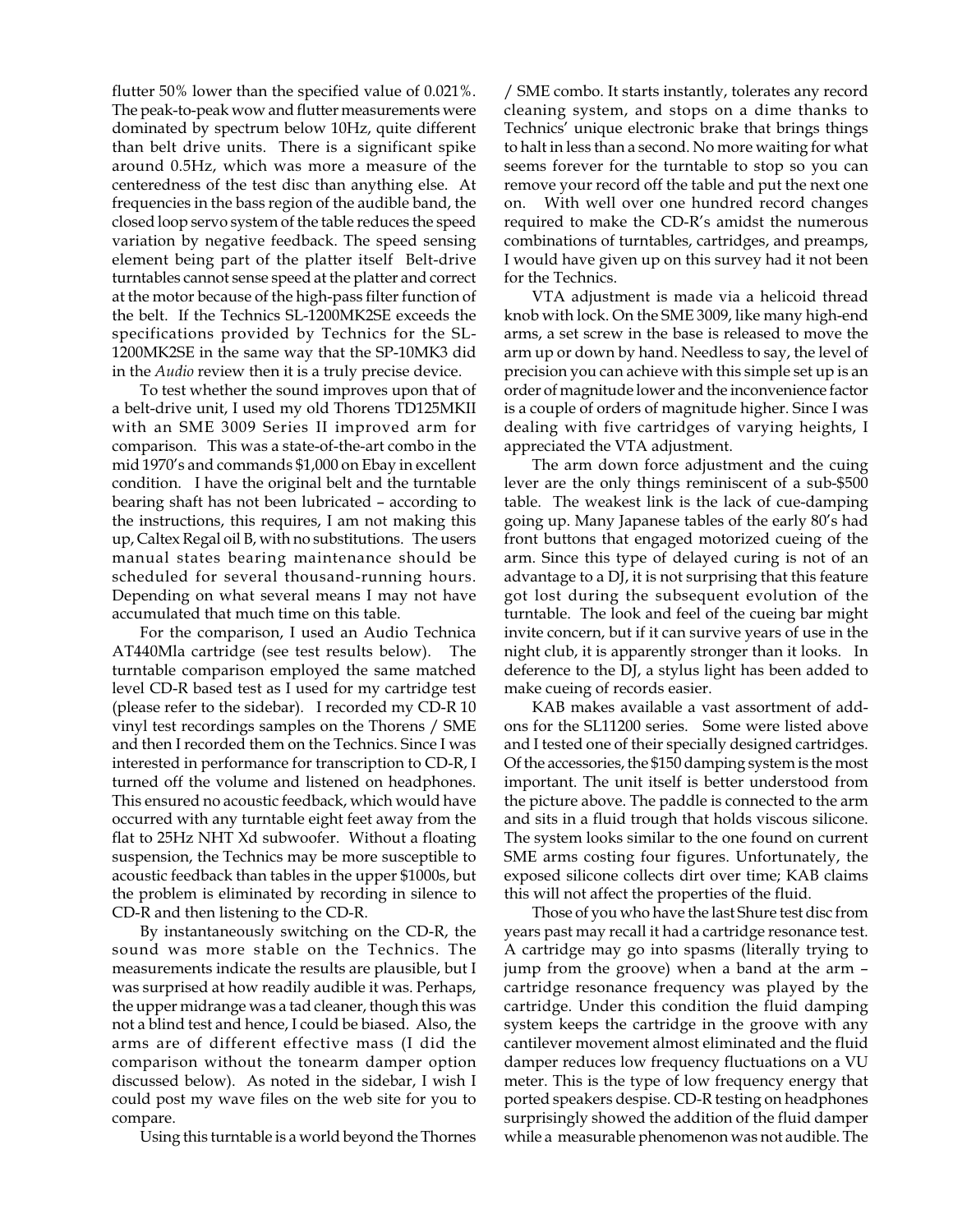flutter 50% lower than the specified value of 0.021%. The peak-to-peak wow and flutter measurements were dominated by spectrum below 10Hz, quite different than belt drive units. There is a significant spike around 0.5Hz, which was more a measure of the centeredness of the test disc than anything else. At frequencies in the bass region of the audible band, the closed loop servo system of the table reduces the speed variation by negative feedback. The speed sensing element being part of the platter itself Belt-drive turntables cannot sense speed at the platter and correct at the motor because of the high-pass filter function of the belt. If the Technics SL-1200MK2SE exceeds the specifications provided by Technics for the SL-1200MK2SE in the same way that the SP-10MK3 did in the *Audio* review then it is a truly precise device.

To test whether the sound improves upon that of a belt-drive unit, I used my old Thorens TD125MKII with an SME 3009 Series II improved arm for comparison. This was a state-of-the-art combo in the mid 1970's and commands $1,000 on Ebay in excellent condition. I have the original belt and the turntable bearing shaft has not been lubricated – according to the instructions, this requires, I am not making this up, Caltex Regal oil B, with no substitutions. The users manual states bearing maintenance should be scheduled for several thousand-running hours. Depending on what several means I may not have accumulated that much time on this table.

For the comparison, I used an Audio Technica AT440Mla cartridge (see test results below). The turntable comparison employed the same matched level CD-R based test as I used for my cartridge test (please refer to the sidebar). I recorded my CD-R 10 vinyl test recordings samples on the Thorens / SME and then I recorded them on the Technics. Since I was interested in performance for transcription to CD-R, I turned off the volume and listened on headphones. This ensured no acoustic feedback, which would have occurred with any turntable eight feet away from the flat to 25Hz NHT Xd subwoofer. Without a floating suspension, the Technics may be more susceptible to acoustic feedback than tables in the upper $1000s, but the problem is eliminated by recording in silence to CD-R and then listening to the CD-R.

By instantaneously switching on the CD-R, the sound was more stable on the Technics. The measurements indicate the results are plausible, but I was surprised at how readily audible it was. Perhaps, the upper midrange was a tad cleaner, though this was not a blind test and hence, I could be biased. Also, the arms are of different effective mass (I did the comparison without the tonearm damper option discussed below). As noted in the sidebar, I wish I could post my wave files on the web site for you to compare.

Using this turntable is a world beyond the Thornes / SME combo. It starts instantly, tolerates any record cleaning system, and stops on a dime thanks to Technics' unique electronic brake that brings things to halt in less than a second. No more waiting for what seems forever for the turntable to stop so you can remove your record off the table and put the next one on. With well over one hundred record changes required to make the CD-R's amidst the numerous combinations of turntables, cartridges, and preamps, I would have given up on this survey had it not been for the Technics.

VTA adjustment is made via a helicoid thread knob with lock. On the SME 3009, like many high-end arms, a set screw in the base is released to move the arm up or down by hand. Needless to say, the level of precision you can achieve with this simple set up is an order of magnitude lower and the inconvenience factor is a couple of orders of magnitude higher. Since I was dealing with five cartridges of varying heights, I appreciated the VTA adjustment.

The arm down force adjustment and the cuing lever are the only things reminiscent of a sub-$500 table. The weakest link is the lack of cue-damping going up. Many Japanese tables of the early 80's had front buttons that engaged motorized cueing of the arm. Since this type of delayed curing is not of an advantage to a DJ, it is not surprising that this feature got lost during the subsequent evolution of the turntable. The look and feel of the cueing bar might invite concern, but if it can survive years of use in the night club, it is apparently stronger than it looks. In deference to the DJ, a stylus light has been added to make cueing of records easier.

KAB makes available a vast assortment of add-ons for the SL11200 series. Some were listed above and I tested one of their specially designed cartridges. Of the accessories, the $150 damping system is the most important. The unit itself is better understood from the picture above. The paddle is connected to the arm and sits in a fluid trough that holds viscous silicone. The system looks similar to the one found on current SME arms costing four figures. Unfortunately, the exposed silicone collects dirt over time; KAB claims this will not affect the properties of the fluid.

Those of you who have the last Shure test disc from years past may recall it had a cartridge resonance test. A cartridge may go into spasms (literally trying to jump from the groove) when a band at the arm – cartridge resonance frequency was played by the cartridge. Under this condition the fluid damping system keeps the cartridge in the groove with any cantilever movement almost eliminated and the fluid damper reduces low frequency fluctuations on a VU meter. This is the type of low frequency energy that ported speakers despise. CD-R testing on headphones surprisingly showed the addition of the fluid damper while a measurable phenomenon was not audible. The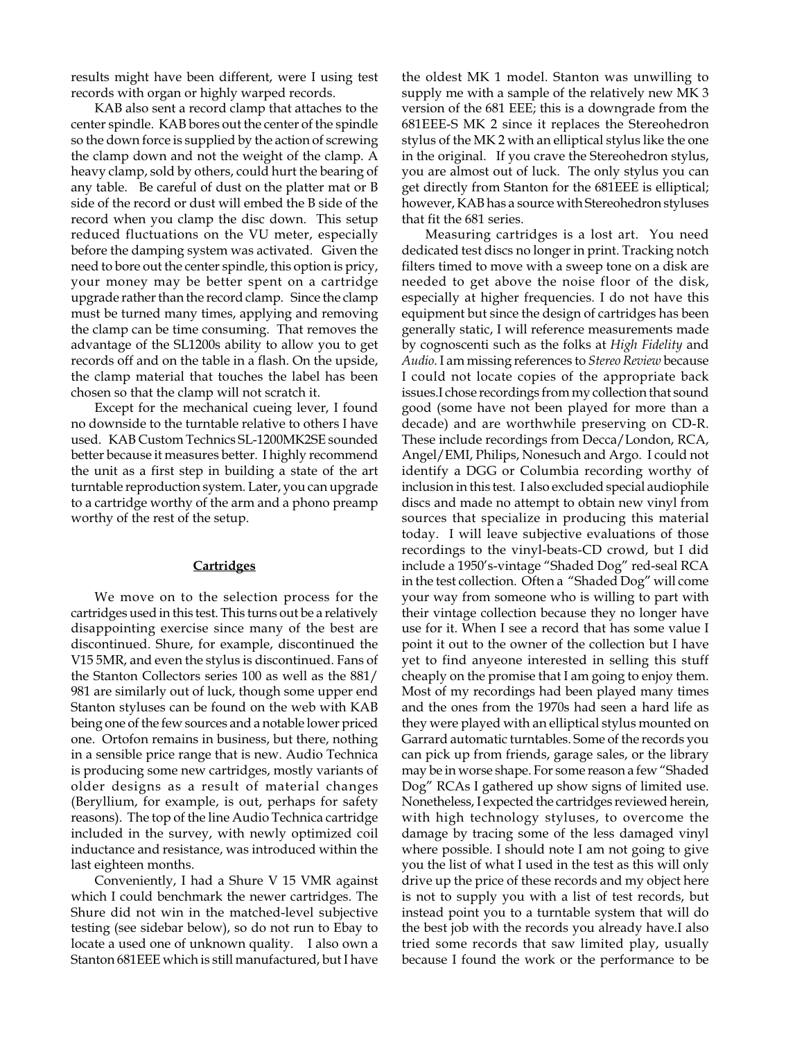results might have been different, were I using test records with organ or highly warped records.

KAB also sent a record clamp that attaches to the center spindle. KAB bores out the center of the spindle so the down force is supplied by the action of screwing the clamp down and not the weight of the clamp. A heavy clamp, sold by others, could hurt the bearing of any table. Be careful of dust on the platter mat or B side of the record or dust will embed the B side of the record when you clamp the disc down. This setup reduced fluctuations on the VU meter, especially before the damping system was activated. Given the need to bore out the center spindle, this option is pricy, your money may be better spent on a cartridge upgrade rather than the record clamp. Since the clamp must be turned many times, applying and removing the clamp can be time consuming. That removes the advantage of the SL1200s ability to allow you to get records off and on the table in a flash. On the upside, the clamp material that touches the label has been chosen so that the clamp will not scratch it.

Except for the mechanical cueing lever, I found no downside to the turntable relative to others I have used. KAB Custom Technics SL-1200MK2SE sounded better because it measures better. I highly recommend the unit as a first step in building a state of the art turntable reproduction system. Later, you can upgrade to a cartridge worthy of the arm and a phono preamp worthy of the rest of the setup.

## Cartridges

We move on to the selection process for the cartridges used in this test. This turns out be a relatively disappointing exercise since many of the best are discontinued. Shure, for example, discontinued the V15 5MR, and even the stylus is discontinued. Fans of the Stanton Collectors series 100 as well as the 881/981 are similarly out of luck, though some upper end Stanton styluses can be found on the web with KAB being one of the few sources and a notable lower priced one. Ortofon remains in business, but there, nothing in a sensible price range that is new. Audio Technica is producing some new cartridges, mostly variants of older designs as a result of material changes (Beryllium, for example, is out, perhaps for safety reasons). The top of the line Audio Technica cartridge included in the survey, with newly optimized coil inductance and resistance, was introduced within the last eighteen months.

Conveniently, I had a Shure V 15 VMR against which I could benchmark the newer cartridges. The Shure did not win in the matched-level subjective testing (see sidebar below), so do not run to Ebay to locate a used one of unknown quality. I also own a Stanton 681EEE which is still manufactured, but I have the oldest MK 1 model. Stanton was unwilling to supply me with a sample of the relatively new MK 3 version of the 681 EEE; this is a downgrade from the 681EEE-S MK 2 since it replaces the Stereohedron stylus of the MK 2 with an elliptical stylus like the one in the original. If you crave the Stereohedron stylus, you are almost out of luck. The only stylus you can get directly from Stanton for the 681EEE is elliptical; however, KAB has a source with Stereohedron styluses that fit the 681 series.

Measuring cartridges is a lost art. You need dedicated test discs no longer in print. Tracking notch filters timed to move with a sweep tone on a disk are needed to get above the noise floor of the disk, especially at higher frequencies. I do not have this equipment but since the design of cartridges has been generally static, I will reference measurements made by cognoscenti such as the folks at *High Fidelity* and *Audio*. I am missing references to *Stereo Review* because I could not locate copies of the appropriate back issues.I chose recordings from my collection that sound good (some have not been played for more than a decade) and are worthwhile preserving on CD-R. These include recordings from Decca/London, RCA, Angel/EMI, Philips, Nonesuch and Argo. I could not identify a DGG or Columbia recording worthy of inclusion in this test. I also excluded special audiophile discs and made no attempt to obtain new vinyl from sources that specialize in producing this material today. I will leave subjective evaluations of those recordings to the vinyl-beats-CD crowd, but I did include a 1950's-vintage "Shaded Dog" red-seal RCA in the test collection. Often a "Shaded Dog" will come your way from someone who is willing to part with their vintage collection because they no longer have use for it. When I see a record that has some value I point it out to the owner of the collection but I have yet to find anyeone interested in selling this stuff cheaply on the promise that I am going to enjoy them. Most of my recordings had been played many times and the ones from the 1970s had seen a hard life as they were played with an elliptical stylus mounted on Garrard automatic turntables. Some of the records you can pick up from friends, garage sales, or the library may be in worse shape. For some reason a few "Shaded Dog" RCAs I gathered up show signs of limited use. Nonetheless, I expected the cartridges reviewed herein, with high technology styluses, to overcome the damage by tracing some of the less damaged vinyl where possible. I should note I am not going to give you the list of what I used in the test as this will only drive up the price of these records and my object here is not to supply you with a list of test records, but instead point you to a turntable system that will do the best job with the records you already have.I also tried some records that saw limited play, usually because I found the work or the performance to be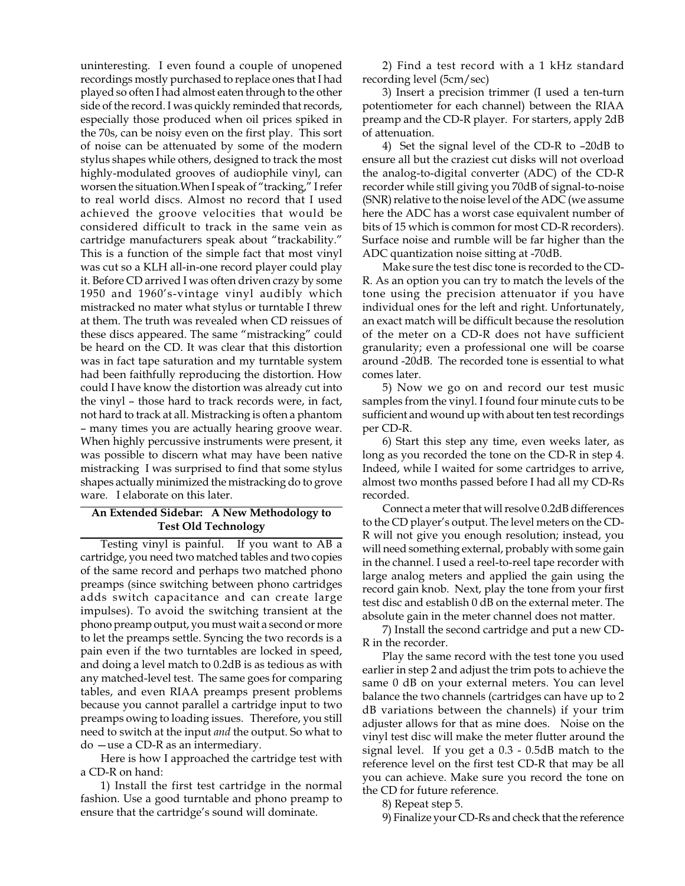uninteresting. I even found a couple of unopened recordings mostly purchased to replace ones that I had played so often I had almost eaten through to the other side of the record. I was quickly reminded that records, especially those produced when oil prices spiked in the 70s, can be noisy even on the first play. This sort of noise can be attenuated by some of the modern stylus shapes while others, designed to track the most highly-modulated grooves of audiophile vinyl, can worsen the situation.When I speak of "tracking," I refer to real world discs. Almost no record that I used achieved the groove velocities that would be considered difficult to track in the same vein as cartridge manufacturers speak about "trackability." This is a function of the simple fact that most vinyl was cut so a KLH all-in-one record player could play it. Before CD arrived I was often driven crazy by some 1950 and 1960's-vintage vinyl audibly which mistracked no mater what stylus or turntable I threw at them. The truth was revealed when CD reissues of these discs appeared. The same "mistracking" could be heard on the CD. It was clear that this distortion was in fact tape saturation and my turntable system had been faithfully reproducing the distortion. How could I have know the distortion was already cut into the vinyl – those hard to track records were, in fact, not hard to track at all. Mistracking is often a phantom – many times you are actually hearing groove wear. When highly percussive instruments were present, it was possible to discern what may have been native mistracking I was surprised to find that some stylus shapes actually minimized the mistracking do to grove ware. I elaborate on this later.

### An Extended Sidebar: A New Methodology to Test Old Technology

Testing vinyl is painful. If you want to AB a cartridge, you need two matched tables and two copies of the same record and perhaps two matched phono preamps (since switching between phono cartridges adds switch capacitance and can create large impulses). To avoid the switching transient at the phono preamp output, you must wait a second or more to let the preamps settle. Syncing the two records is a pain even if the two turntables are locked in speed, and doing a level match to 0.2dB is as tedious as with any matched-level test. The same goes for comparing tables, and even RIAA preamps present problems because you cannot parallel a cartridge input to two preamps owing to loading issues. Therefore, you still need to switch at the input *and* the output. So what to do —use a CD-R as an intermediary.

Here is how I approached the cartridge test with a CD-R on hand:

1) Install the first test cartridge in the normal fashion. Use a good turntable and phono preamp to ensure that the cartridge's sound will dominate.

2) Find a test record with a 1 kHz standard recording level (5cm/sec)

3) Insert a precision trimmer (I used a ten-turn potentiometer for each channel) between the RIAA preamp and the CD-R player. For starters, apply 2dB of attenuation.

4) Set the signal level of the CD-R to –20dB to ensure all but the craziest cut disks will not overload the analog-to-digital converter (ADC) of the CD-R recorder while still giving you 70dB of signal-to-noise (SNR) relative to the noise level of the ADC (we assume here the ADC has a worst case equivalent number of bits of 15 which is common for most CD-R recorders). Surface noise and rumble will be far higher than the ADC quantization noise sitting at -70dB.

Make sure the test disc tone is recorded to the CD-R. As an option you can try to match the levels of the tone using the precision attenuator if you have individual ones for the left and right. Unfortunately, an exact match will be difficult because the resolution of the meter on a CD-R does not have sufficient granularity; even a professional one will be coarse around -20dB. The recorded tone is essential to what comes later.

5) Now we go on and record our test music samples from the vinyl. I found four minute cuts to be sufficient and wound up with about ten test recordings per CD-R.

6) Start this step any time, even weeks later, as long as you recorded the tone on the CD-R in step 4. Indeed, while I waited for some cartridges to arrive, almost two months passed before I had all my CD-Rs recorded.

Connect a meter that will resolve 0.2dB differences to the CD player's output. The level meters on the CD-R will not give you enough resolution; instead, you will need something external, probably with some gain in the channel. I used a reel-to-reel tape recorder with large analog meters and applied the gain using the record gain knob. Next, play the tone from your first test disc and establish 0 dB on the external meter. The absolute gain in the meter channel does not matter.

7) Install the second cartridge and put a new CD-R in the recorder.

Play the same record with the test tone you used earlier in step 2 and adjust the trim pots to achieve the same 0 dB on your external meters. You can level balance the two channels (cartridges can have up to 2 dB variations between the channels) if your trim adjuster allows for that as mine does. Noise on the vinyl test disc will make the meter flutter around the signal level. If you get a 0.3 - 0.5dB match to the reference level on the first test CD-R that may be all you can achieve. Make sure you record the tone on the CD for future reference.

8) Repeat step 5.

9) Finalize your CD-Rs and check that the reference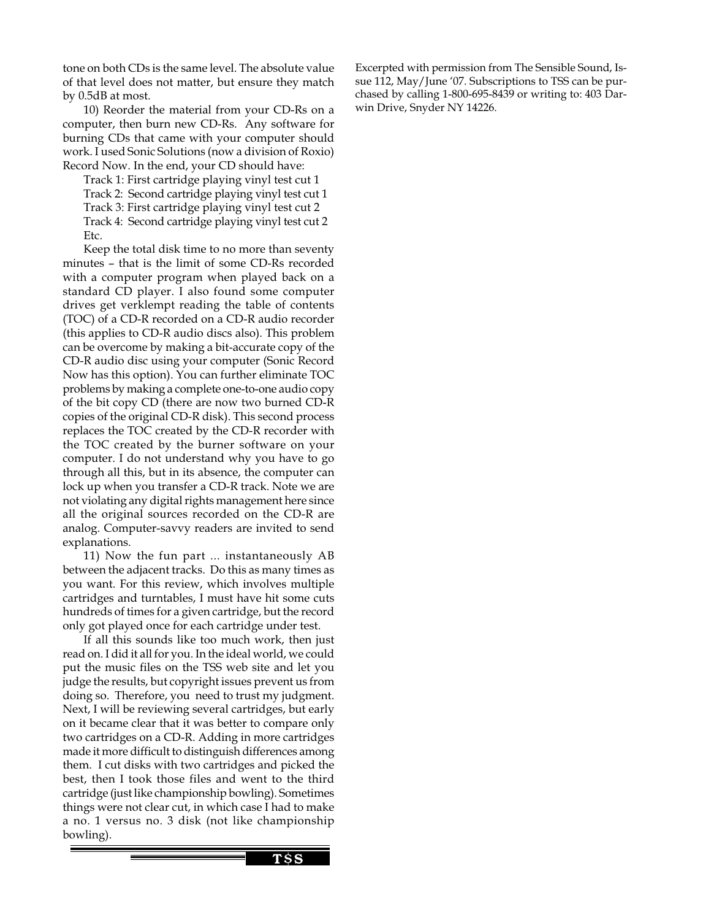tone on both CDs is the same level. The absolute value of that level does not matter, but ensure they match by 0.5dB at most.

10) Reorder the material from your CD-Rs on a computer, then burn new CD-Rs. Any software for burning CDs that came with your computer should work. I used Sonic Solutions (now a division of Roxio) Record Now. In the end, your CD should have:

Track 1: First cartridge playing vinyl test cut 1
Track 2: Second cartridge playing vinyl test cut 1
Track 3: First cartridge playing vinyl test cut 2
Track 4: Second cartridge playing vinyl test cut 2
Etc.

Keep the total disk time to no more than seventy minutes – that is the limit of some CD-Rs recorded with a computer program when played back on a standard CD player. I also found some computer drives get verklempt reading the table of contents (TOC) of a CD-R recorded on a CD-R audio recorder (this applies to CD-R audio discs also). This problem can be overcome by making a bit-accurate copy of the CD-R audio disc using your computer (Sonic Record Now has this option). You can further eliminate TOC problems by making a complete one-to-one audio copy of the bit copy CD (there are now two burned CD-R copies of the original CD-R disk). This second process replaces the TOC created by the CD-R recorder with the TOC created by the burner software on your computer. I do not understand why you have to go through all this, but in its absence, the computer can lock up when you transfer a CD-R track. Note we are not violating any digital rights management here since all the original sources recorded on the CD-R are analog. Computer-savvy readers are invited to send explanations.

11) Now the fun part ... instantaneously AB between the adjacent tracks. Do this as many times as you want. For this review, which involves multiple cartridges and turntables, I must have hit some cuts hundreds of times for a given cartridge, but the record only got played once for each cartridge under test.

If all this sounds like too much work, then just read on. I did it all for you. In the ideal world, we could put the music files on the TSS web site and let you judge the results, but copyright issues prevent us from doing so. Therefore, you need to trust my judgment. Next, I will be reviewing several cartridges, but early on it became clear that it was better to compare only two cartridges on a CD-R. Adding in more cartridges made it more difficult to distinguish differences among them. I cut disks with two cartridges and picked the best, then I took those files and went to the third cartridge (just like championship bowling). Sometimes things were not clear cut, in which case I had to make a no. 1 versus no. 3 disk (not like championship bowling).

Excerpted with permission from The Sensible Sound, Issue 112, May/June '07. Subscriptions to TSS can be purchased by calling 1-800-695-8439 or writing to: 403 Darwin Drive, Snyder NY 14226.